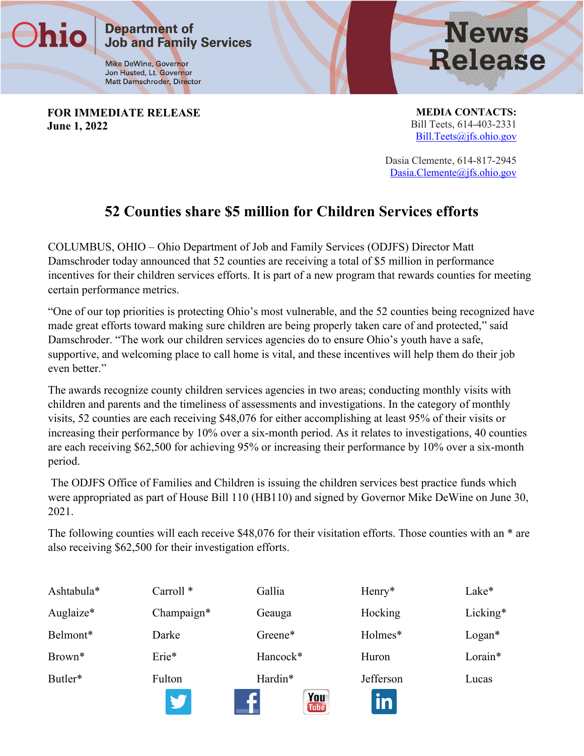Ohio Department of Job and Family Services

Mike DeWine, Governor
Jon Husted, Lt. Governor
Matt Damschroder, Director

**News Release**

**FOR IMMEDIATE RELEASE**
**June 1, 2022**

**MEDIA CONTACTS:**
Bill Teets, 614-403-2331
Bill.Teets@jfs.ohio.gov

Dasia Clemente, 614-817-2945
Dasia.Clemente@jfs.ohio.gov

# 52 Counties share $5 million for Children Services efforts

COLUMBUS, OHIO – Ohio Department of Job and Family Services (ODJFS) Director Matt Damschroder today announced that 52 counties are receiving a total of $5 million in performance incentives for their children services efforts. It is part of a new program that rewards counties for meeting certain performance metrics.

"One of our top priorities is protecting Ohio's most vulnerable, and the 52 counties being recognized have made great efforts toward making sure children are being properly taken care of and protected," said Damschroder. "The work our children services agencies do to ensure Ohio's youth have a safe, supportive, and welcoming place to call home is vital, and these incentives will help them do their job even better."

The awards recognize county children services agencies in two areas; conducting monthly visits with children and parents and the timeliness of assessments and investigations. In the category of monthly visits, 52 counties are each receiving $48,076 for either accomplishing at least 95% of their visits or increasing their performance by 10% over a six-month period. As it relates to investigations, 40 counties are each receiving $62,500 for achieving 95% or increasing their performance by 10% over a six-month period.

The ODJFS Office of Families and Children is issuing the children services best practice funds which were appropriated as part of House Bill 110 (HB110) and signed by Governor Mike DeWine on June 30, 2021.

The following counties will each receive $48,076 for their visitation efforts. Those counties with an * are also receiving $62,500 for their investigation efforts.

| | | | | |
|---|---|---|---|---|
| Ashtabula* | Carroll * | Gallia | Henry* | Lake* |
| Auglaize* | Champaign* | Geauga | Hocking | Licking* |
| Belmont* | Darke | Greene* | Holmes* | Logan* |
| Brown* | Erie* | Hancock* | Huron | Lorain* |
| Butler* | Fulton | Hardin* | Jefferson | Lucas |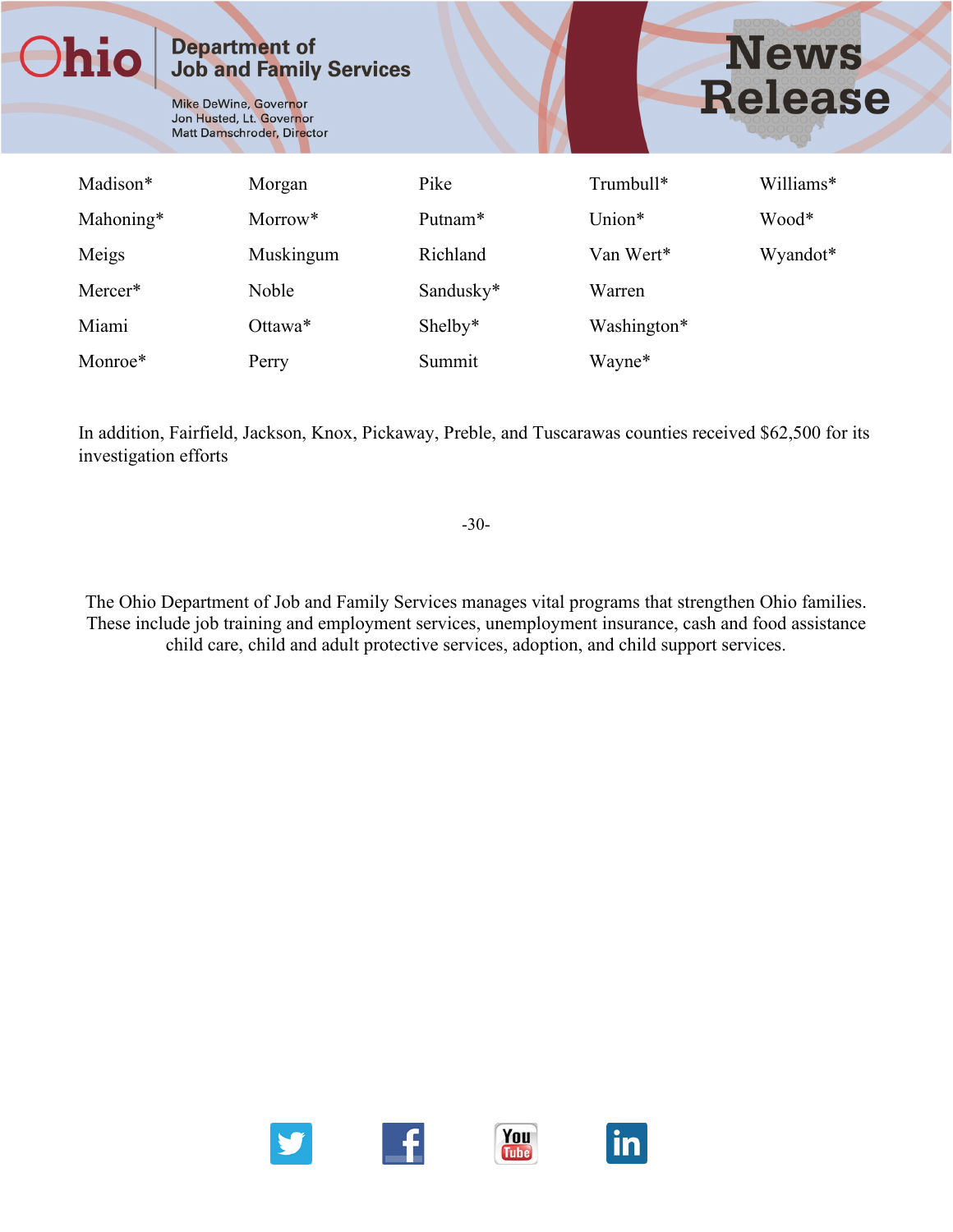| | | | | |
|---|---|---|---|---|
| Madison* | Morgan | Pike | Trumbull* | Williams* |
| Mahoning* | Morrow* | Putnam* | Union* | Wood* |
| Meigs | Muskingum | Richland | Van Wert* | Wyandot* |
| Mercer* | Noble | Sandusky* | Warren | |
| Miami | Ottawa* | Shelby* | Washington* | |
| Monroe* | Perry | Summit | Wayne* | |

In addition, Fairfield, Jackson, Knox, Pickaway, Preble, and Tuscarawas counties received $62,500 for its investigation efforts

-30-

The Ohio Department of Job and Family Services manages vital programs that strengthen Ohio families. These include job training and employment services, unemployment insurance, cash and food assistance child care, child and adult protective services, adoption, and child support services.